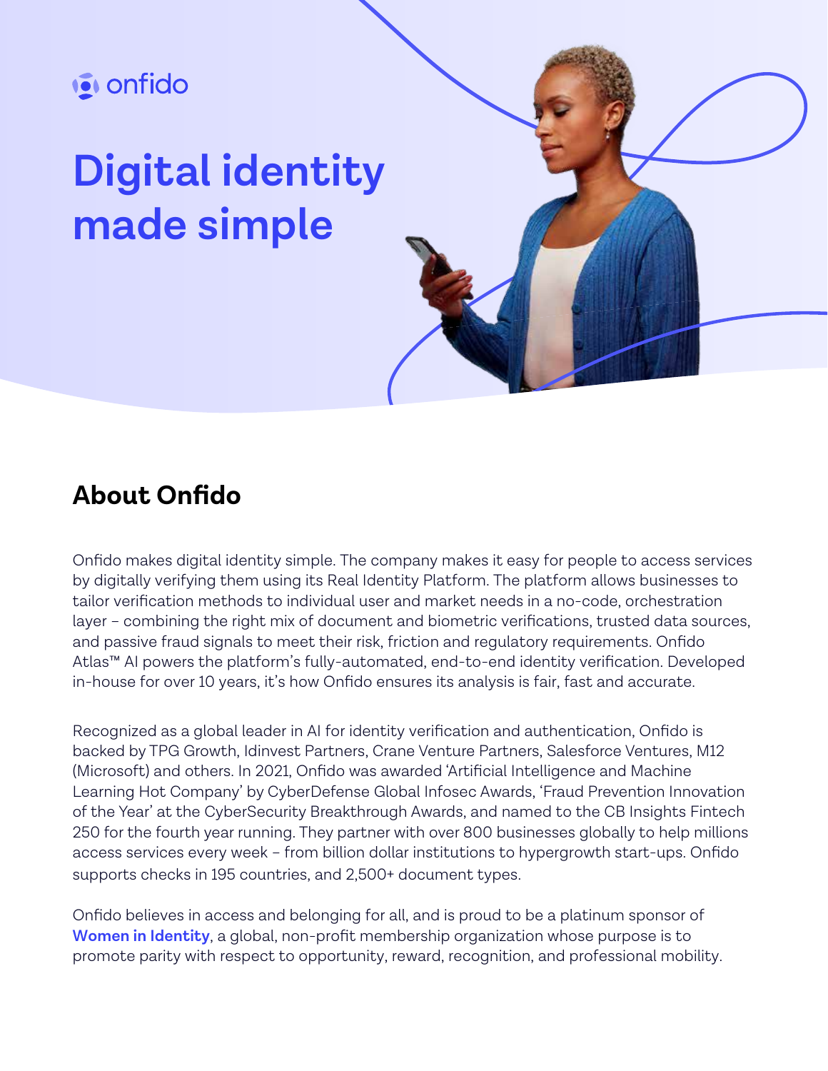onfido

# Digital identity made simple

## About Onfido

Onfido makes digital identity simple. The company makes it easy for people to access services by digitally verifying them using its Real Identity Platform. The platform allows businesses to tailor verification methods to individual user and market needs in a no-code, orchestration layer – combining the right mix of document and biometric verifications, trusted data sources, and passive fraud signals to meet their risk, friction and regulatory requirements. Onfido Atlas™ AI powers the platform's fully-automated, end-to-end identity verification. Developed in-house for over 10 years, it's how Onfido ensures its analysis is fair, fast and accurate.

Recognized as a global leader in AI for identity verification and authentication, Onfido is backed by TPG Growth, Idinvest Partners, Crane Venture Partners, Salesforce Ventures, M12 (Microsoft) and others. In 2021, Onfido was awarded 'Artificial Intelligence and Machine Learning Hot Company' by CyberDefense Global Infosec Awards, 'Fraud Prevention Innovation of the Year' at the CyberSecurity Breakthrough Awards, and named to the CB Insights Fintech 250 for the fourth year running. They partner with over 800 businesses globally to help millions access services every week – from billion dollar institutions to hypergrowth start-ups. Onfido supports checks in 195 countries, and 2,500+ document types.

Onfido believes in access and belonging for all, and is proud to be a platinum sponsor of **Women in Identity**, a global, non-profit membership organization whose purpose is to promote parity with respect to opportunity, reward, recognition, and professional mobility.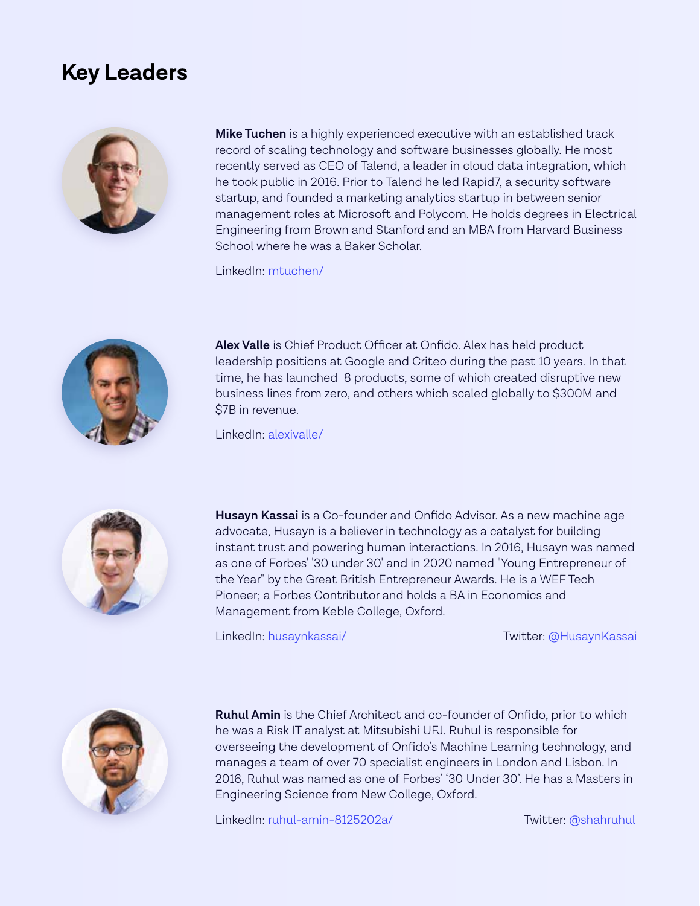## Key Leaders

**Mike Tuchen** is a highly experienced executive with an established track record of scaling technology and software businesses globally. He most recently served as CEO of Talend, a leader in cloud data integration, which he took public in 2016. Prior to Talend he led Rapid7, a security software startup, and founded a marketing analytics startup in between senior management roles at Microsoft and Polycom. He holds degrees in Electrical Engineering from Brown and Stanford and an MBA from Harvard Business School where he was a Baker Scholar.

LinkedIn: mtuchen/

**Alex Valle** is Chief Product Officer at Onfido. Alex has held product leadership positions at Google and Criteo during the past 10 years. In that time, he has launched 8 products, some of which created disruptive new business lines from zero, and others which scaled globally to $300M and $7B in revenue.

LinkedIn: alexivalle/

**Husayn Kassai** is a Co-founder and Onfido Advisor. As a new machine age advocate, Husayn is a believer in technology as a catalyst for building instant trust and powering human interactions. In 2016, Husayn was named as one of Forbes' '30 under 30' and in 2020 named "Young Entrepreneur of the Year" by the Great British Entrepreneur Awards. He is a WEF Tech Pioneer; a Forbes Contributor and holds a BA in Economics and Management from Keble College, Oxford.

LinkedIn: husaynkassai/ Twitter: @HusaynKassai

**Ruhul Amin** is the Chief Architect and co-founder of Onfido, prior to which he was a Risk IT analyst at Mitsubishi UFJ. Ruhul is responsible for overseeing the development of Onfido's Machine Learning technology, and manages a team of over 70 specialist engineers in London and Lisbon. In 2016, Ruhul was named as one of Forbes' '30 Under 30'. He has a Masters in Engineering Science from New College, Oxford.

LinkedIn: ruhul-amin-8125202a/ Twitter: @shahruhul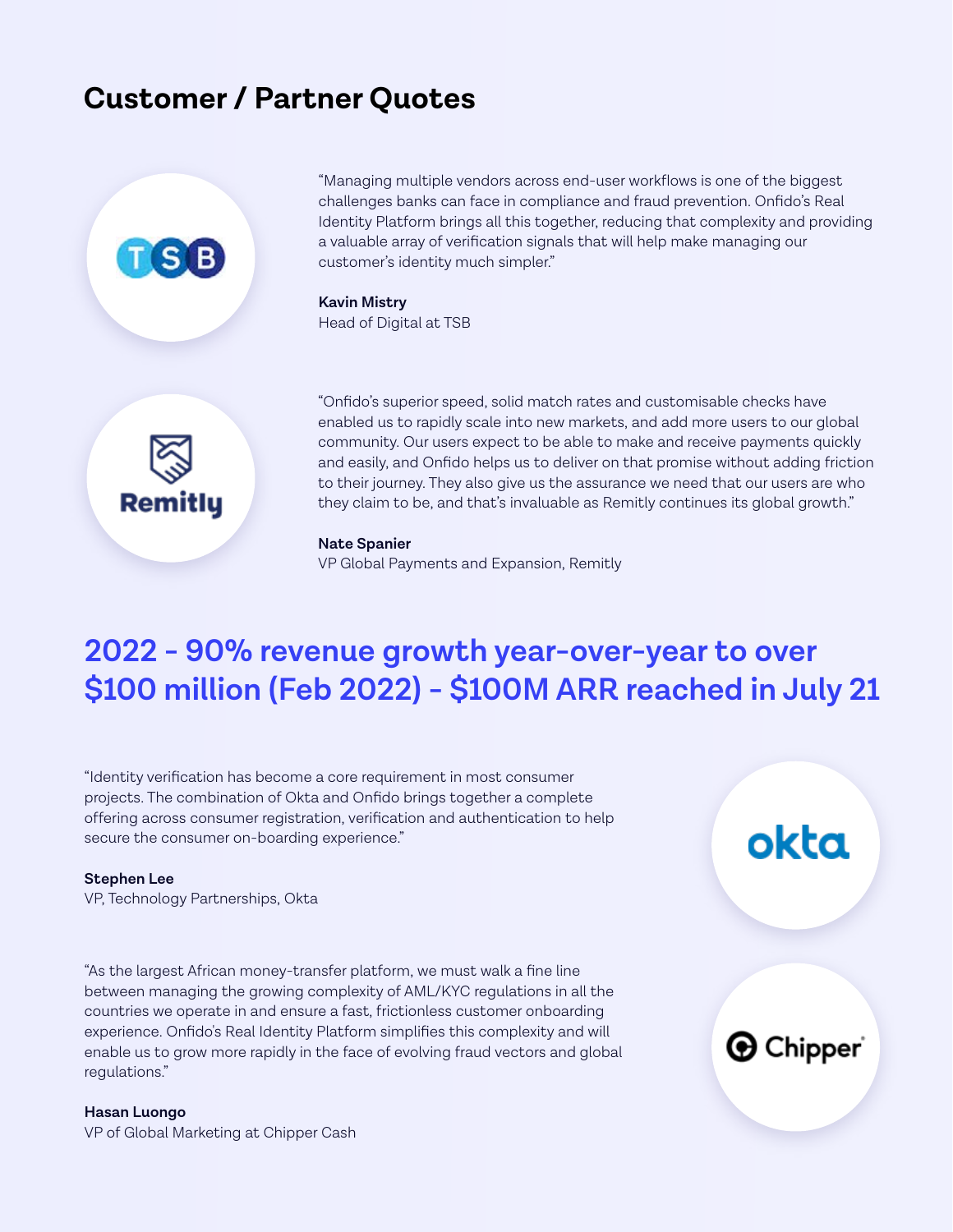# Customer / Partner Quotes

"Managing multiple vendors across end-user workflows is one of the biggest challenges banks can face in compliance and fraud prevention. Onfido's Real Identity Platform brings all this together, reducing that complexity and providing a valuable array of verification signals that will help make managing our customer's identity much simpler."

**Kavin Mistry**
Head of Digital at TSB

"Onfido's superior speed, solid match rates and customisable checks have enabled us to rapidly scale into new markets, and add more users to our global community. Our users expect to be able to make and receive payments quickly and easily, and Onfido helps us to deliver on that promise without adding friction to their journey. They also give us the assurance we need that our users are who they claim to be, and that's invaluable as Remitly continues its global growth."

**Nate Spanier**
VP Global Payments and Expansion, Remitly

## 2022 - 90% revenue growth year-over-year to over $100 million (Feb 2022) - $100M ARR reached in July 21

"Identity verification has become a core requirement in most consumer projects. The combination of Okta and Onfido brings together a complete offering across consumer registration, verification and authentication to help secure the consumer on-boarding experience."

**Stephen Lee**
VP, Technology Partnerships, Okta

"As the largest African money-transfer platform, we must walk a fine line between managing the growing complexity of AML/KYC regulations in all the countries we operate in and ensure a fast, frictionless customer onboarding experience. Onfido's Real Identity Platform simplifies this complexity and will enable us to grow more rapidly in the face of evolving fraud vectors and global regulations."

**Hasan Luongo**
VP of Global Marketing at Chipper Cash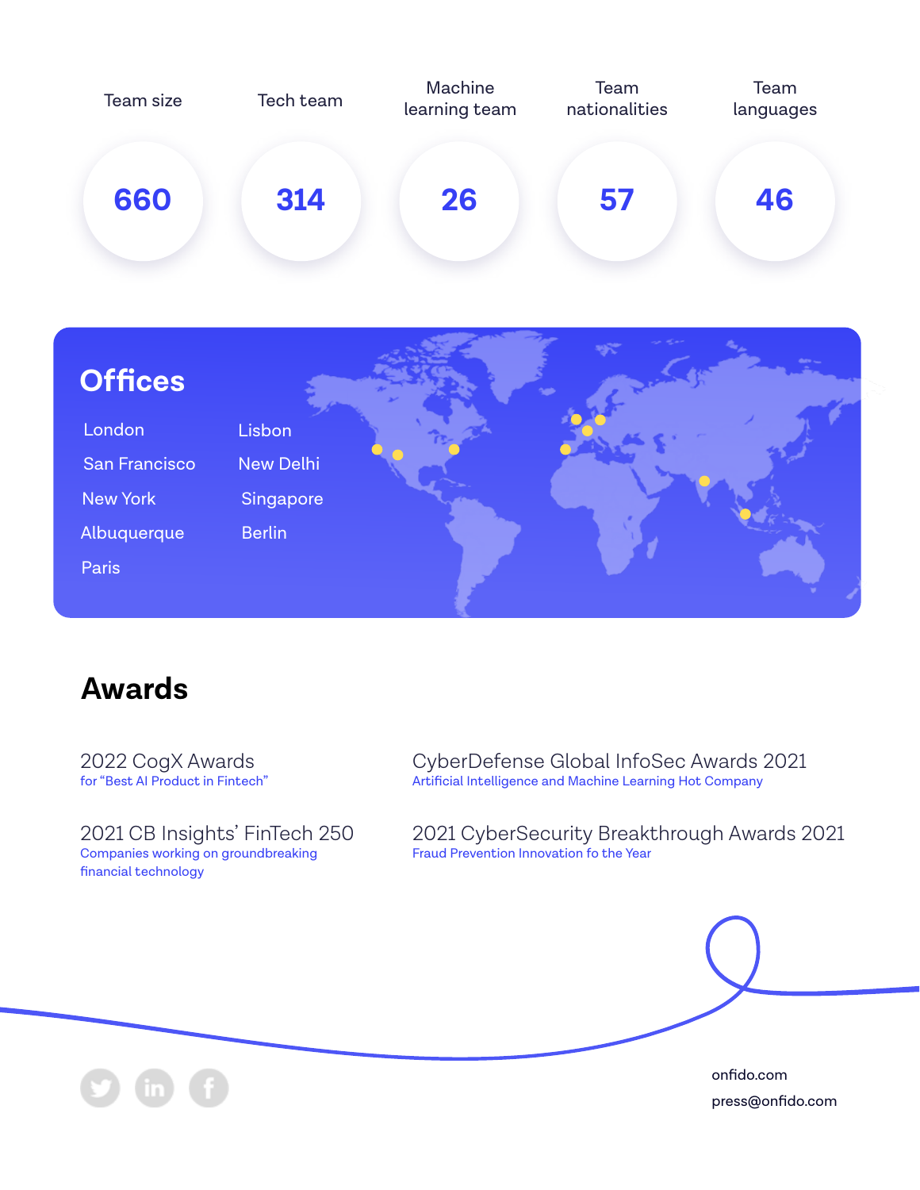| Team size | Tech team | Machine learning team | Team nationalities | Team languages |
| --- | --- | --- | --- | --- |
| 660 | 314 | 26 | 57 | 46 |

## Offices

- London
- San Francisco
- New York
- Albuquerque
- Paris
- Lisbon
- New Delhi
- Singapore
- Berlin

## Awards

2022 CogX Awards
for "Best AI Product in Fintech"

CyberDefense Global InfoSec Awards 2021
Artificial Intelligence and Machine Learning Hot Company

2021 CB Insights' FinTech 250
Companies working on groundbreaking financial technology

2021 CyberSecurity Breakthrough Awards 2021
Fraud Prevention Innovation fo the Year

onfido.com
press@onfido.com